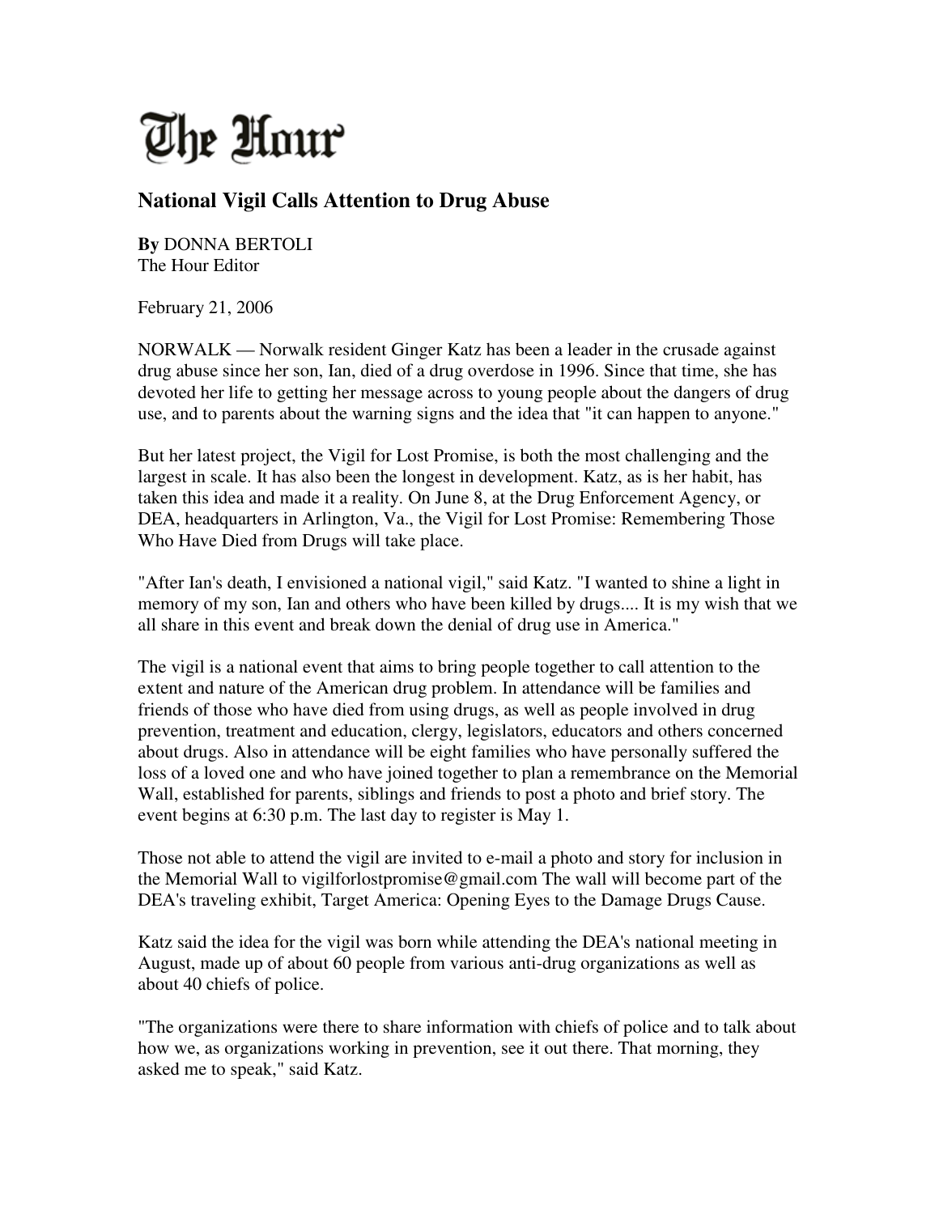# The Hour

## National Vigil Calls Attention to Drug Abuse

**By** DONNA BERTOLI
The Hour Editor

February 21, 2006

NORWALK — Norwalk resident Ginger Katz has been a leader in the crusade against drug abuse since her son, Ian, died of a drug overdose in 1996. Since that time, she has devoted her life to getting her message across to young people about the dangers of drug use, and to parents about the warning signs and the idea that "it can happen to anyone."

But her latest project, the Vigil for Lost Promise, is both the most challenging and the largest in scale. It has also been the longest in development. Katz, as is her habit, has taken this idea and made it a reality. On June 8, at the Drug Enforcement Agency, or DEA, headquarters in Arlington, Va., the Vigil for Lost Promise: Remembering Those Who Have Died from Drugs will take place.

"After Ian's death, I envisioned a national vigil," said Katz. "I wanted to shine a light in memory of my son, Ian and others who have been killed by drugs.... It is my wish that we all share in this event and break down the denial of drug use in America."

The vigil is a national event that aims to bring people together to call attention to the extent and nature of the American drug problem. In attendance will be families and friends of those who have died from using drugs, as well as people involved in drug prevention, treatment and education, clergy, legislators, educators and others concerned about drugs. Also in attendance will be eight families who have personally suffered the loss of a loved one and who have joined together to plan a remembrance on the Memorial Wall, established for parents, siblings and friends to post a photo and brief story. The event begins at 6:30 p.m. The last day to register is May 1.

Those not able to attend the vigil are invited to e-mail a photo and story for inclusion in the Memorial Wall to vigilforlostpromise@gmail.com The wall will become part of the DEA's traveling exhibit, Target America: Opening Eyes to the Damage Drugs Cause.

Katz said the idea for the vigil was born while attending the DEA's national meeting in August, made up of about 60 people from various anti-drug organizations as well as about 40 chiefs of police.

"The organizations were there to share information with chiefs of police and to talk about how we, as organizations working in prevention, see it out there. That morning, they asked me to speak," said Katz.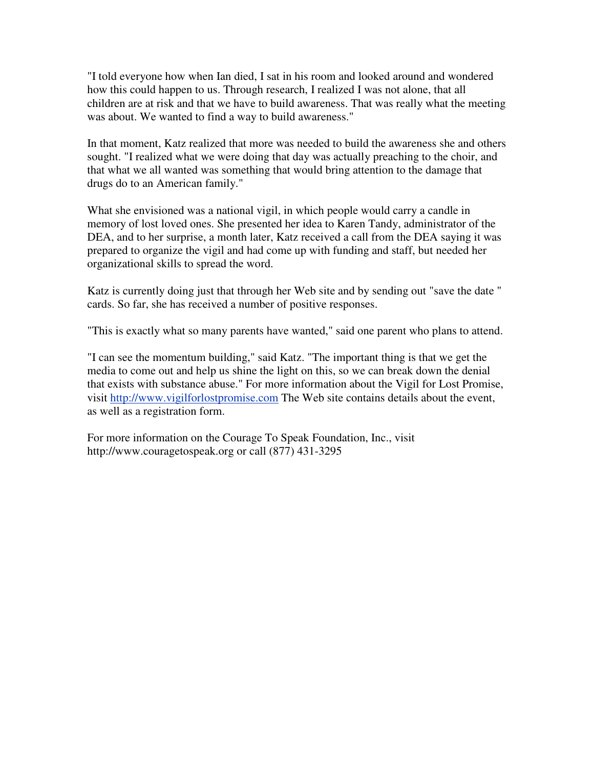"I told everyone how when Ian died, I sat in his room and looked around and wondered how this could happen to us. Through research, I realized I was not alone, that all children are at risk and that we have to build awareness. That was really what the meeting was about. We wanted to find a way to build awareness."

In that moment, Katz realized that more was needed to build the awareness she and others sought. "I realized what we were doing that day was actually preaching to the choir, and that what we all wanted was something that would bring attention to the damage that drugs do to an American family."

What she envisioned was a national vigil, in which people would carry a candle in memory of lost loved ones. She presented her idea to Karen Tandy, administrator of the DEA, and to her surprise, a month later, Katz received a call from the DEA saying it was prepared to organize the vigil and had come up with funding and staff, but needed her organizational skills to spread the word.

Katz is currently doing just that through her Web site and by sending out "save the date " cards. So far, she has received a number of positive responses.

"This is exactly what so many parents have wanted," said one parent who plans to attend.

"I can see the momentum building," said Katz. "The important thing is that we get the media to come out and help us shine the light on this, so we can break down the denial that exists with substance abuse." For more information about the Vigil for Lost Promise, visit http://www.vigilforlostpromise.com The Web site contains details about the event, as well as a registration form.

For more information on the Courage To Speak Foundation, Inc., visit http://www.couragetospeak.org or call (877) 431-3295